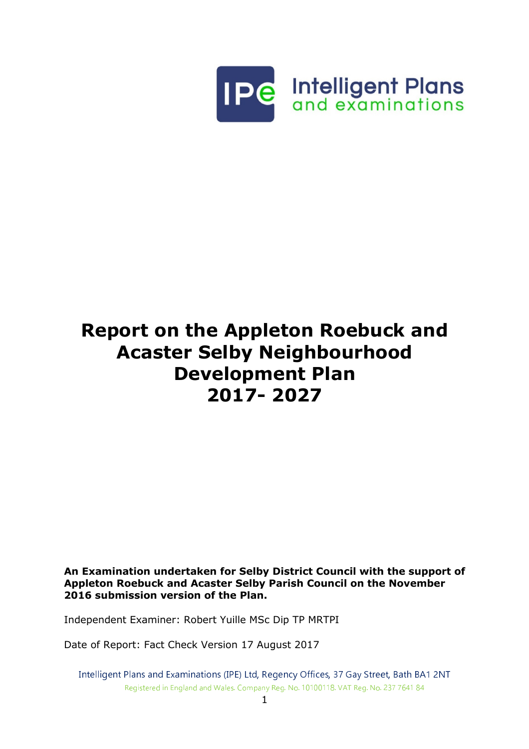Intelligent Plans and examinations

# Report on the Appleton Roebuck and Acaster Selby Neighbourhood Development Plan 2017- 2027

**An Examination undertaken for Selby District Council with the support of Appleton Roebuck and Acaster Selby Parish Council on the November 2016 submission version of the Plan.**

Independent Examiner: Robert Yuille MSc Dip TP MRTPI

Date of Report: Fact Check Version 17 August 2017

Intelligent Plans and Examinations (IPE) Ltd, Regency Offices, 37 Gay Street, Bath BA1 2NT
Registered in England and Wales. Company Reg. No. 10100118. VAT Reg. No. 237 7641 84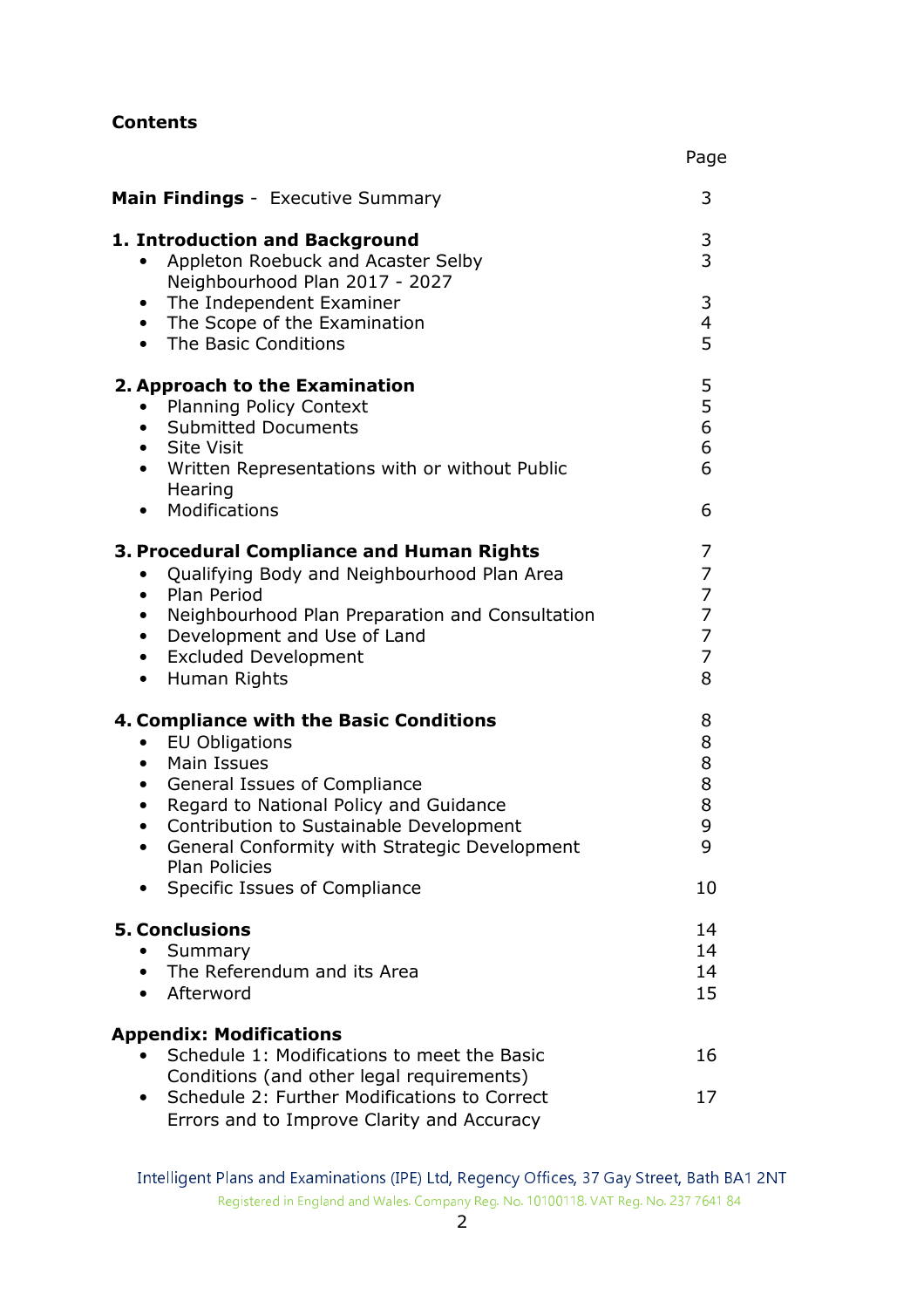**Contents**

| | Page |
|---|---|
| **Main Findings** - Executive Summary | 3 |
| **1. Introduction and Background** | 3 |
| • Appleton Roebuck and Acaster Selby Neighbourhood Plan 2017 - 2027 | 3 |
| • The Independent Examiner | 3 |
| • The Scope of the Examination | 4 |
| • The Basic Conditions | 5 |
| **2. Approach to the Examination** | 5 |
| • Planning Policy Context | 5 |
| • Submitted Documents | 6 |
| • Site Visit | 6 |
| • Written Representations with or without Public Hearing | 6 |
| • Modifications | 6 |
| **3. Procedural Compliance and Human Rights** | 7 |
| • Qualifying Body and Neighbourhood Plan Area | 7 |
| • Plan Period | 7 |
| • Neighbourhood Plan Preparation and Consultation | 7 |
| • Development and Use of Land | 7 |
| • Excluded Development | 7 |
| • Human Rights | 8 |
| **4. Compliance with the Basic Conditions** | 8 |
| • EU Obligations | 8 |
| • Main Issues | 8 |
| • General Issues of Compliance | 8 |
| • Regard to National Policy and Guidance | 8 |
| • Contribution to Sustainable Development | 9 |
| • General Conformity with Strategic Development Plan Policies | 9 |
| • Specific Issues of Compliance | 10 |
| **5. Conclusions** | 14 |
| • Summary | 14 |
| • The Referendum and its Area | 14 |
| • Afterword | 15 |
| **Appendix: Modifications** | |
| • Schedule 1: Modifications to meet the Basic Conditions (and other legal requirements) | 16 |
| • Schedule 2: Further Modifications to Correct Errors and to Improve Clarity and Accuracy | 17 |

Intelligent Plans and Examinations (IPE) Ltd, Regency Offices, 37 Gay Street, Bath BA1 2NT
Registered in England and Wales. Company Reg. No. 10100118. VAT Reg. No. 237 7641 84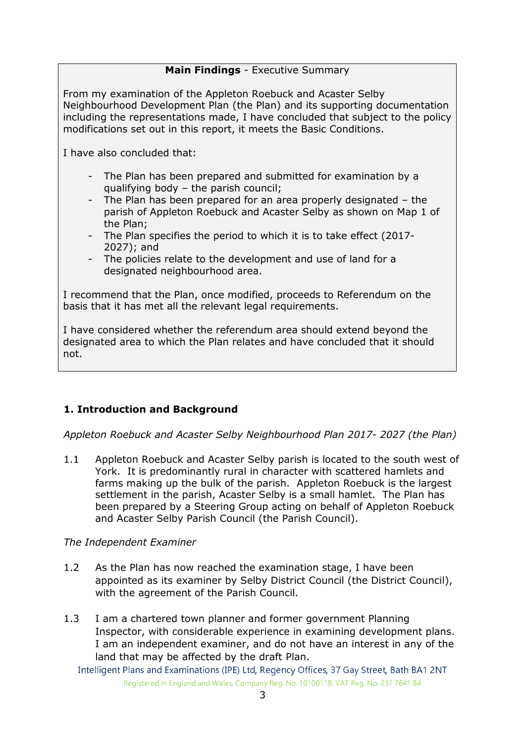**Main Findings** - Executive Summary

From my examination of the Appleton Roebuck and Acaster Selby Neighbourhood Development Plan (the Plan) and its supporting documentation including the representations made, I have concluded that subject to the policy modifications set out in this report, it meets the Basic Conditions.

I have also concluded that:

- The Plan has been prepared and submitted for examination by a qualifying body – the parish council;
- The Plan has been prepared for an area properly designated – the parish of Appleton Roebuck and Acaster Selby as shown on Map 1 of the Plan;
- The Plan specifies the period to which it is to take effect (2017-2027); and
- The policies relate to the development and use of land for a designated neighbourhood area.

I recommend that the Plan, once modified, proceeds to Referendum on the basis that it has met all the relevant legal requirements.

I have considered whether the referendum area should extend beyond the designated area to which the Plan relates and have concluded that it should not.

## 1. Introduction and Background

*Appleton Roebuck and Acaster Selby Neighbourhood Plan 2017- 2027 (the Plan)*

1.1 Appleton Roebuck and Acaster Selby parish is located to the south west of York. It is predominantly rural in character with scattered hamlets and farms making up the bulk of the parish. Appleton Roebuck is the largest settlement in the parish, Acaster Selby is a small hamlet. The Plan has been prepared by a Steering Group acting on behalf of Appleton Roebuck and Acaster Selby Parish Council (the Parish Council).

*The Independent Examiner*

1.2 As the Plan has now reached the examination stage, I have been appointed as its examiner by Selby District Council (the District Council), with the agreement of the Parish Council.

1.3 I am a chartered town planner and former government Planning Inspector, with considerable experience in examining development plans. I am an independent examiner, and do not have an interest in any of the land that may be affected by the draft Plan.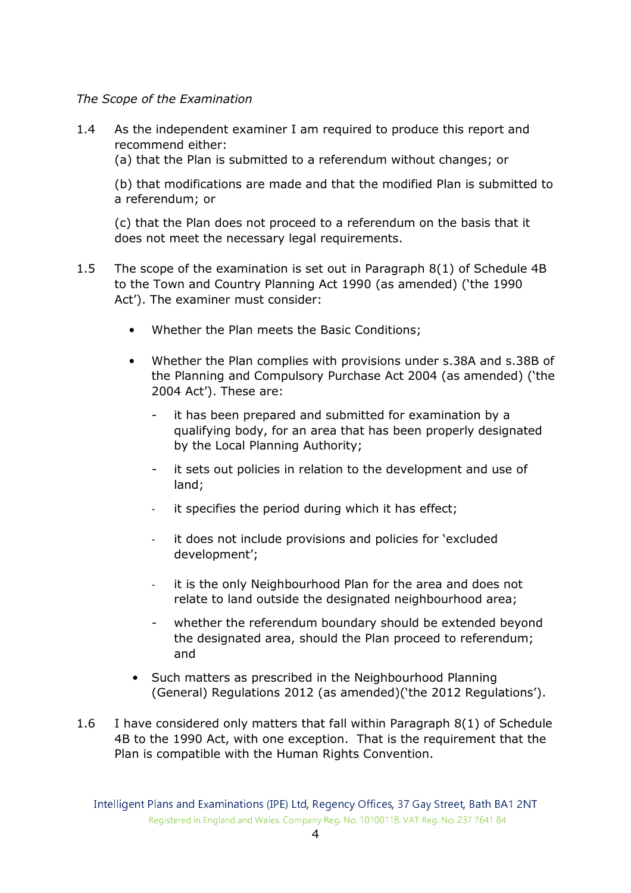*The Scope of the Examination*

1.4 As the independent examiner I am required to produce this report and recommend either:

(a) that the Plan is submitted to a referendum without changes; or

(b) that modifications are made and that the modified Plan is submitted to a referendum; or

(c) that the Plan does not proceed to a referendum on the basis that it does not meet the necessary legal requirements.

1.5 The scope of the examination is set out in Paragraph 8(1) of Schedule 4B to the Town and Country Planning Act 1990 (as amended) ('the 1990 Act'). The examiner must consider:

- Whether the Plan meets the Basic Conditions;
- Whether the Plan complies with provisions under s.38A and s.38B of the Planning and Compulsory Purchase Act 2004 (as amended) ('the 2004 Act'). These are:
  - it has been prepared and submitted for examination by a qualifying body, for an area that has been properly designated by the Local Planning Authority;
  - it sets out policies in relation to the development and use of land;
  - it specifies the period during which it has effect;
  - it does not include provisions and policies for 'excluded development';
  - it is the only Neighbourhood Plan for the area and does not relate to land outside the designated neighbourhood area;
  - whether the referendum boundary should be extended beyond the designated area, should the Plan proceed to referendum; and
- Such matters as prescribed in the Neighbourhood Planning (General) Regulations 2012 (as amended)('the 2012 Regulations').

1.6 I have considered only matters that fall within Paragraph 8(1) of Schedule 4B to the 1990 Act, with one exception. That is the requirement that the Plan is compatible with the Human Rights Convention.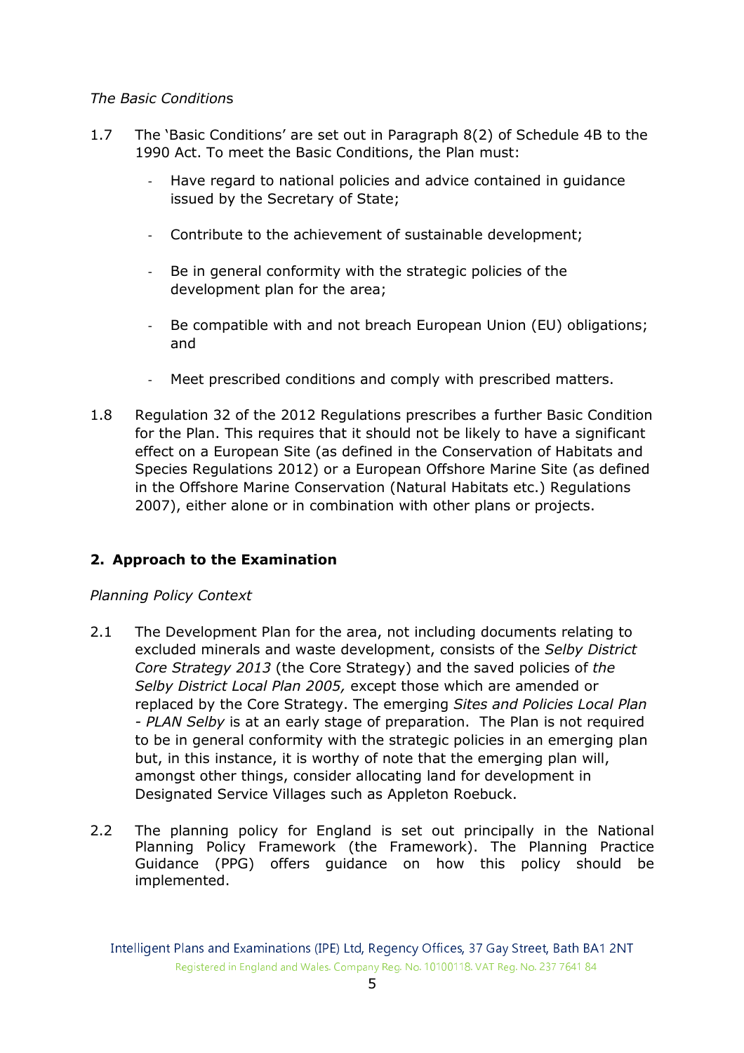*The Basic Conditions*

1.7 The 'Basic Conditions' are set out in Paragraph 8(2) of Schedule 4B to the 1990 Act. To meet the Basic Conditions, the Plan must:

- Have regard to national policies and advice contained in guidance issued by the Secretary of State;
- Contribute to the achievement of sustainable development;
- Be in general conformity with the strategic policies of the development plan for the area;
- Be compatible with and not breach European Union (EU) obligations; and
- Meet prescribed conditions and comply with prescribed matters.

1.8 Regulation 32 of the 2012 Regulations prescribes a further Basic Condition for the Plan. This requires that it should not be likely to have a significant effect on a European Site (as defined in the Conservation of Habitats and Species Regulations 2012) or a European Offshore Marine Site (as defined in the Offshore Marine Conservation (Natural Habitats etc.) Regulations 2007), either alone or in combination with other plans or projects.

## 2. Approach to the Examination

*Planning Policy Context*

2.1 The Development Plan for the area, not including documents relating to excluded minerals and waste development, consists of the *Selby District Core Strategy 2013* (the Core Strategy) and the saved policies of *the Selby District Local Plan 2005,* except those which are amended or replaced by the Core Strategy. The emerging *Sites and Policies Local Plan - PLAN Selby* is at an early stage of preparation. The Plan is not required to be in general conformity with the strategic policies in an emerging plan but, in this instance, it is worthy of note that the emerging plan will, amongst other things, consider allocating land for development in Designated Service Villages such as Appleton Roebuck.

2.2 The planning policy for England is set out principally in the National Planning Policy Framework (the Framework). The Planning Practice Guidance (PPG) offers guidance on how this policy should be implemented.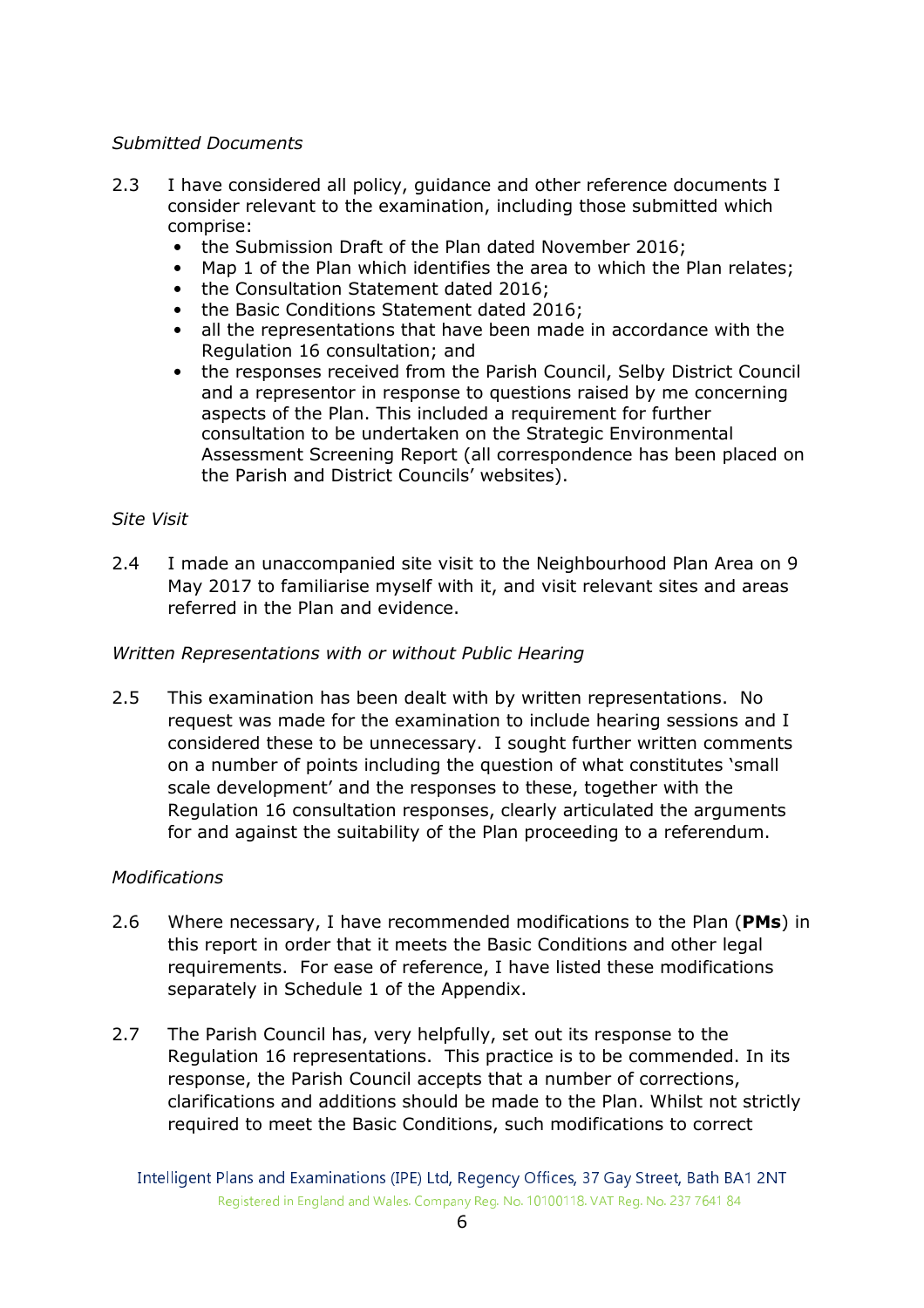*Submitted Documents*

2.3 I have considered all policy, guidance and other reference documents I consider relevant to the examination, including those submitted which comprise:

- the Submission Draft of the Plan dated November 2016;
- Map 1 of the Plan which identifies the area to which the Plan relates;
- the Consultation Statement dated 2016;
- the Basic Conditions Statement dated 2016;
- all the representations that have been made in accordance with the Regulation 16 consultation; and
- the responses received from the Parish Council, Selby District Council and a representor in response to questions raised by me concerning aspects of the Plan. This included a requirement for further consultation to be undertaken on the Strategic Environmental Assessment Screening Report (all correspondence has been placed on the Parish and District Councils' websites).

*Site Visit*

2.4 I made an unaccompanied site visit to the Neighbourhood Plan Area on 9 May 2017 to familiarise myself with it, and visit relevant sites and areas referred in the Plan and evidence.

*Written Representations with or without Public Hearing*

2.5 This examination has been dealt with by written representations. No request was made for the examination to include hearing sessions and I considered these to be unnecessary. I sought further written comments on a number of points including the question of what constitutes 'small scale development' and the responses to these, together with the Regulation 16 consultation responses, clearly articulated the arguments for and against the suitability of the Plan proceeding to a referendum.

*Modifications*

2.6 Where necessary, I have recommended modifications to the Plan (**PMs**) in this report in order that it meets the Basic Conditions and other legal requirements. For ease of reference, I have listed these modifications separately in Schedule 1 of the Appendix.

2.7 The Parish Council has, very helpfully, set out its response to the Regulation 16 representations. This practice is to be commended. In its response, the Parish Council accepts that a number of corrections, clarifications and additions should be made to the Plan. Whilst not strictly required to meet the Basic Conditions, such modifications to correct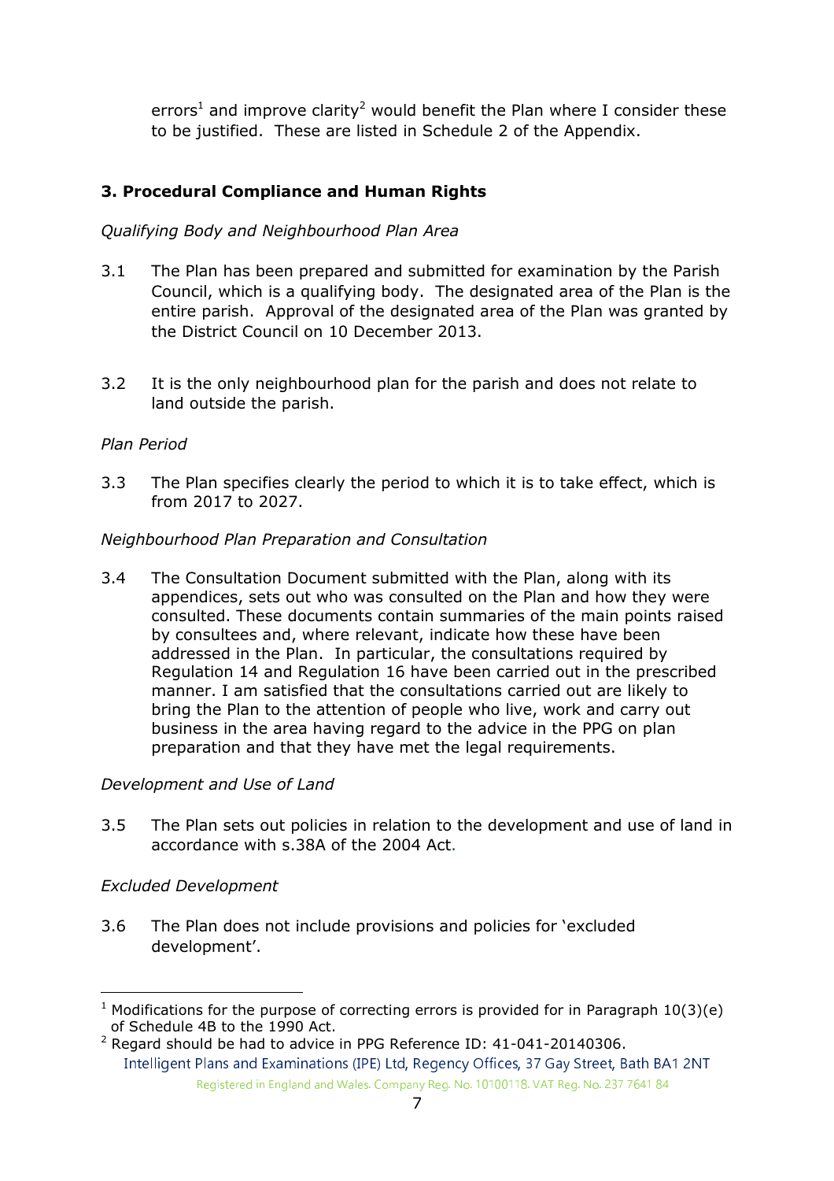errors[1] and improve clarity[2] would benefit the Plan where I consider these to be justified. These are listed in Schedule 2 of the Appendix.

## 3. Procedural Compliance and Human Rights

*Qualifying Body and Neighbourhood Plan Area*

3.1 The Plan has been prepared and submitted for examination by the Parish Council, which is a qualifying body. The designated area of the Plan is the entire parish. Approval of the designated area of the Plan was granted by the District Council on 10 December 2013.

3.2 It is the only neighbourhood plan for the parish and does not relate to land outside the parish.

*Plan Period*

3.3 The Plan specifies clearly the period to which it is to take effect, which is from 2017 to 2027.

*Neighbourhood Plan Preparation and Consultation*

3.4 The Consultation Document submitted with the Plan, along with its appendices, sets out who was consulted on the Plan and how they were consulted. These documents contain summaries of the main points raised by consultees and, where relevant, indicate how these have been addressed in the Plan. In particular, the consultations required by Regulation 14 and Regulation 16 have been carried out in the prescribed manner. I am satisfied that the consultations carried out are likely to bring the Plan to the attention of people who live, work and carry out business in the area having regard to the advice in the PPG on plan preparation and that they have met the legal requirements.

*Development and Use of Land*

3.5 The Plan sets out policies in relation to the development and use of land in accordance with s.38A of the 2004 Act.

*Excluded Development*

3.6 The Plan does not include provisions and policies for 'excluded development'.

---

[1] Modifications for the purpose of correcting errors is provided for in Paragraph 10(3)(e) of Schedule 4B to the 1990 Act.

[2] Regard should be had to advice in PPG Reference ID: 41-041-20140306.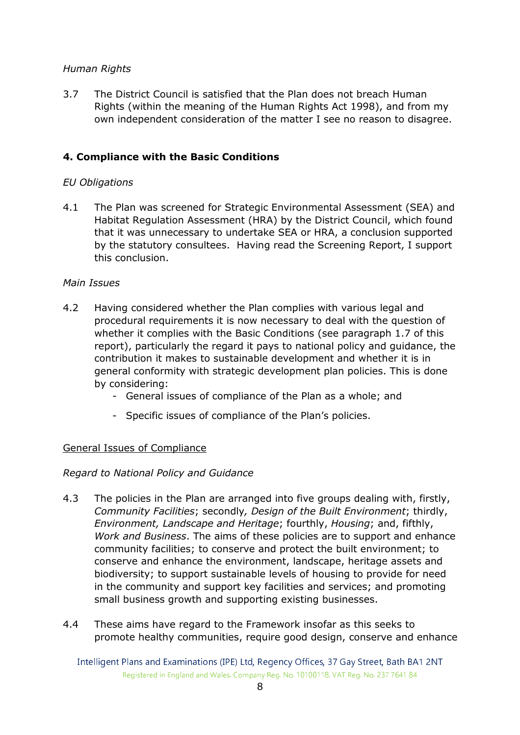*Human Rights*

3.7 The District Council is satisfied that the Plan does not breach Human Rights (within the meaning of the Human Rights Act 1998), and from my own independent consideration of the matter I see no reason to disagree.

## 4. Compliance with the Basic Conditions

*EU Obligations*

4.1 The Plan was screened for Strategic Environmental Assessment (SEA) and Habitat Regulation Assessment (HRA) by the District Council, which found that it was unnecessary to undertake SEA or HRA, a conclusion supported by the statutory consultees. Having read the Screening Report, I support this conclusion.

*Main Issues*

4.2 Having considered whether the Plan complies with various legal and procedural requirements it is now necessary to deal with the question of whether it complies with the Basic Conditions (see paragraph 1.7 of this report), particularly the regard it pays to national policy and guidance, the contribution it makes to sustainable development and whether it is in general conformity with strategic development plan policies. This is done by considering:

- General issues of compliance of the Plan as a whole; and
- Specific issues of compliance of the Plan's policies.

<u>General Issues of Compliance</u>

*Regard to National Policy and Guidance*

4.3 The policies in the Plan are arranged into five groups dealing with, firstly, *Community Facilities*; secondly*, Design of the Built Environment*; thirdly, *Environment, Landscape and Heritage*; fourthly, *Housing*; and, fifthly, *Work and Business*. The aims of these policies are to support and enhance community facilities; to conserve and protect the built environment; to conserve and enhance the environment, landscape, heritage assets and biodiversity; to support sustainable levels of housing to provide for need in the community and support key facilities and services; and promoting small business growth and supporting existing businesses.

4.4 These aims have regard to the Framework insofar as this seeks to promote healthy communities, require good design, conserve and enhance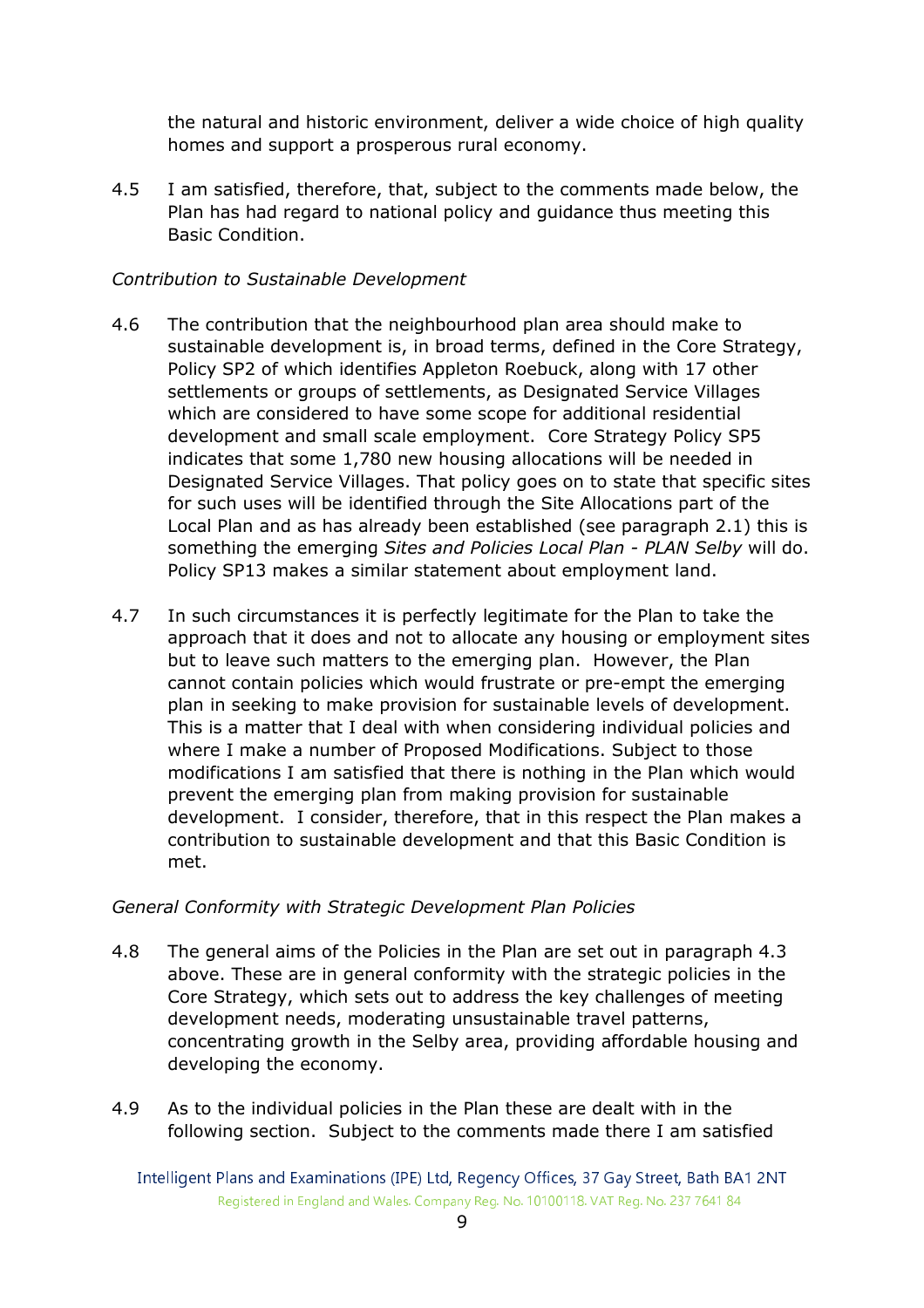the natural and historic environment, deliver a wide choice of high quality homes and support a prosperous rural economy.

4.5 I am satisfied, therefore, that, subject to the comments made below, the Plan has had regard to national policy and guidance thus meeting this Basic Condition.

*Contribution to Sustainable Development*

4.6 The contribution that the neighbourhood plan area should make to sustainable development is, in broad terms, defined in the Core Strategy, Policy SP2 of which identifies Appleton Roebuck, along with 17 other settlements or groups of settlements, as Designated Service Villages which are considered to have some scope for additional residential development and small scale employment. Core Strategy Policy SP5 indicates that some 1,780 new housing allocations will be needed in Designated Service Villages. That policy goes on to state that specific sites for such uses will be identified through the Site Allocations part of the Local Plan and as has already been established (see paragraph 2.1) this is something the emerging *Sites and Policies Local Plan - PLAN Selby* will do. Policy SP13 makes a similar statement about employment land.

4.7 In such circumstances it is perfectly legitimate for the Plan to take the approach that it does and not to allocate any housing or employment sites but to leave such matters to the emerging plan. However, the Plan cannot contain policies which would frustrate or pre-empt the emerging plan in seeking to make provision for sustainable levels of development. This is a matter that I deal with when considering individual policies and where I make a number of Proposed Modifications. Subject to those modifications I am satisfied that there is nothing in the Plan which would prevent the emerging plan from making provision for sustainable development. I consider, therefore, that in this respect the Plan makes a contribution to sustainable development and that this Basic Condition is met.

*General Conformity with Strategic Development Plan Policies*

4.8 The general aims of the Policies in the Plan are set out in paragraph 4.3 above. These are in general conformity with the strategic policies in the Core Strategy, which sets out to address the key challenges of meeting development needs, moderating unsustainable travel patterns, concentrating growth in the Selby area, providing affordable housing and developing the economy.

4.9 As to the individual policies in the Plan these are dealt with in the following section. Subject to the comments made there I am satisfied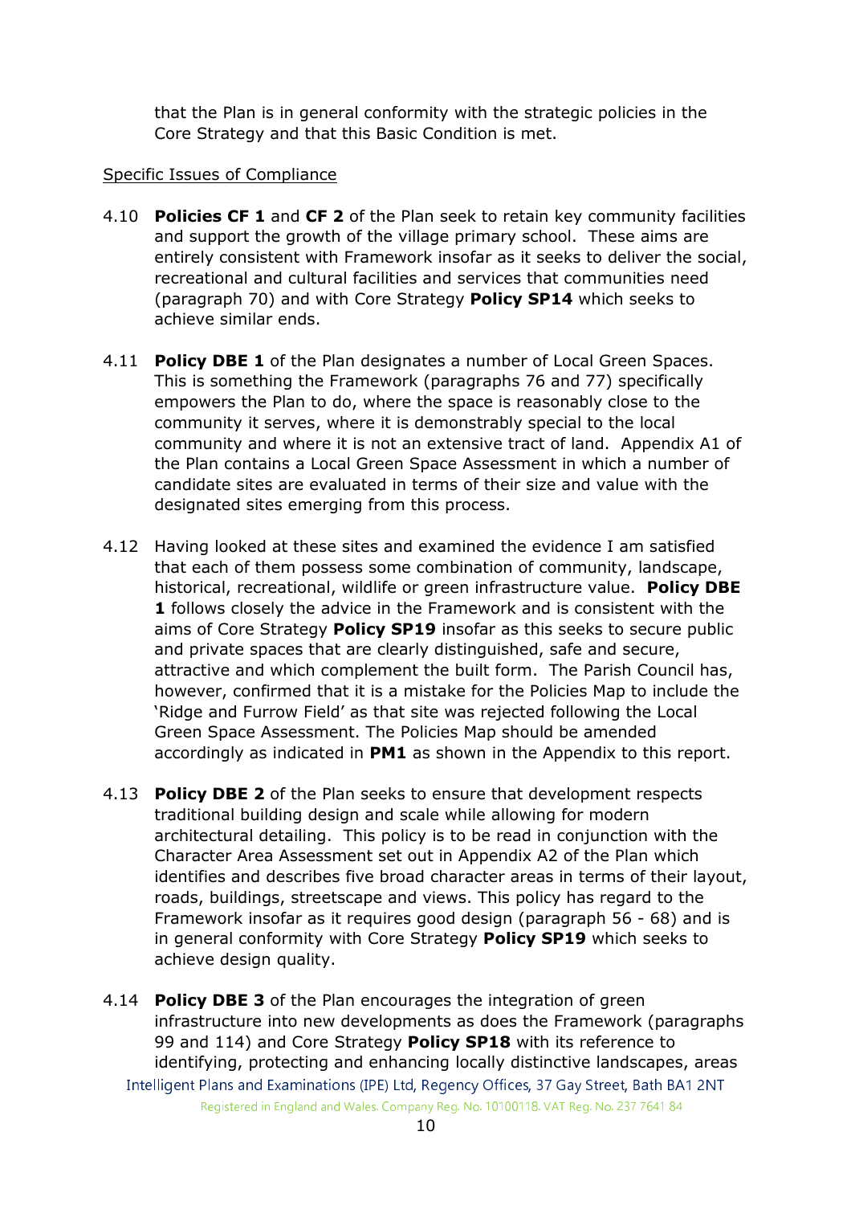that the Plan is in general conformity with the strategic policies in the Core Strategy and that this Basic Condition is met.

Specific Issues of Compliance

4.10 **Policies CF 1** and **CF 2** of the Plan seek to retain key community facilities and support the growth of the village primary school. These aims are entirely consistent with Framework insofar as it seeks to deliver the social, recreational and cultural facilities and services that communities need (paragraph 70) and with Core Strategy **Policy SP14** which seeks to achieve similar ends.

4.11 **Policy DBE 1** of the Plan designates a number of Local Green Spaces. This is something the Framework (paragraphs 76 and 77) specifically empowers the Plan to do, where the space is reasonably close to the community it serves, where it is demonstrably special to the local community and where it is not an extensive tract of land. Appendix A1 of the Plan contains a Local Green Space Assessment in which a number of candidate sites are evaluated in terms of their size and value with the designated sites emerging from this process.

4.12 Having looked at these sites and examined the evidence I am satisfied that each of them possess some combination of community, landscape, historical, recreational, wildlife or green infrastructure value. **Policy DBE 1** follows closely the advice in the Framework and is consistent with the aims of Core Strategy **Policy SP19** insofar as this seeks to secure public and private spaces that are clearly distinguished, safe and secure, attractive and which complement the built form. The Parish Council has, however, confirmed that it is a mistake for the Policies Map to include the 'Ridge and Furrow Field' as that site was rejected following the Local Green Space Assessment. The Policies Map should be amended accordingly as indicated in **PM1** as shown in the Appendix to this report.

4.13 **Policy DBE 2** of the Plan seeks to ensure that development respects traditional building design and scale while allowing for modern architectural detailing. This policy is to be read in conjunction with the Character Area Assessment set out in Appendix A2 of the Plan which identifies and describes five broad character areas in terms of their layout, roads, buildings, streetscape and views. This policy has regard to the Framework insofar as it requires good design (paragraph 56 - 68) and is in general conformity with Core Strategy **Policy SP19** which seeks to achieve design quality.

4.14 **Policy DBE 3** of the Plan encourages the integration of green infrastructure into new developments as does the Framework (paragraphs 99 and 114) and Core Strategy **Policy SP18** with its reference to identifying, protecting and enhancing locally distinctive landscapes, areas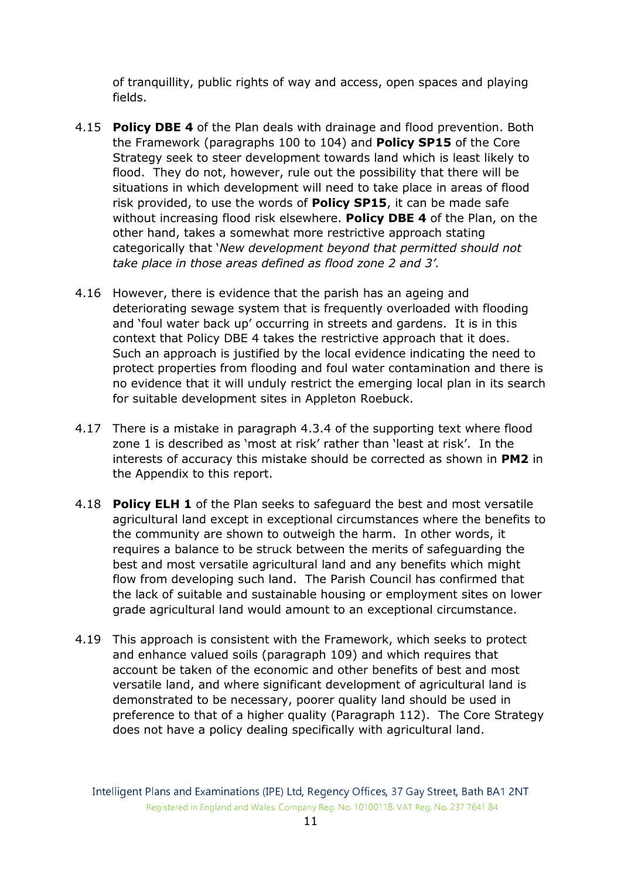of tranquillity, public rights of way and access, open spaces and playing fields.

4.15 **Policy DBE 4** of the Plan deals with drainage and flood prevention. Both the Framework (paragraphs 100 to 104) and **Policy SP15** of the Core Strategy seek to steer development towards land which is least likely to flood. They do not, however, rule out the possibility that there will be situations in which development will need to take place in areas of flood risk provided, to use the words of **Policy SP15**, it can be made safe without increasing flood risk elsewhere. **Policy DBE 4** of the Plan, on the other hand, takes a somewhat more restrictive approach stating categorically that '*New development beyond that permitted should not take place in those areas defined as flood zone 2 and 3'.*

4.16 However, there is evidence that the parish has an ageing and deteriorating sewage system that is frequently overloaded with flooding and 'foul water back up' occurring in streets and gardens. It is in this context that Policy DBE 4 takes the restrictive approach that it does. Such an approach is justified by the local evidence indicating the need to protect properties from flooding and foul water contamination and there is no evidence that it will unduly restrict the emerging local plan in its search for suitable development sites in Appleton Roebuck.

4.17 There is a mistake in paragraph 4.3.4 of the supporting text where flood zone 1 is described as 'most at risk' rather than 'least at risk'. In the interests of accuracy this mistake should be corrected as shown in **PM2** in the Appendix to this report.

4.18 **Policy ELH 1** of the Plan seeks to safeguard the best and most versatile agricultural land except in exceptional circumstances where the benefits to the community are shown to outweigh the harm. In other words, it requires a balance to be struck between the merits of safeguarding the best and most versatile agricultural land and any benefits which might flow from developing such land. The Parish Council has confirmed that the lack of suitable and sustainable housing or employment sites on lower grade agricultural land would amount to an exceptional circumstance.

4.19 This approach is consistent with the Framework, which seeks to protect and enhance valued soils (paragraph 109) and which requires that account be taken of the economic and other benefits of best and most versatile land, and where significant development of agricultural land is demonstrated to be necessary, poorer quality land should be used in preference to that of a higher quality (Paragraph 112). The Core Strategy does not have a policy dealing specifically with agricultural land.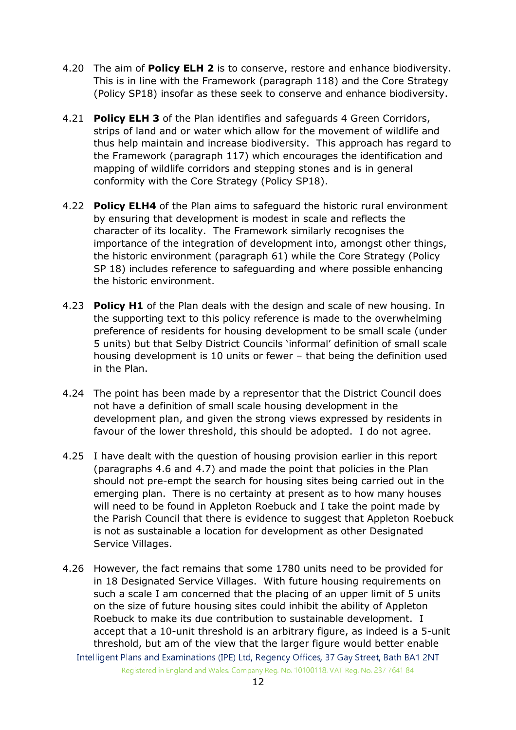4.20 The aim of **Policy ELH 2** is to conserve, restore and enhance biodiversity. This is in line with the Framework (paragraph 118) and the Core Strategy (Policy SP18) insofar as these seek to conserve and enhance biodiversity.

4.21 **Policy ELH 3** of the Plan identifies and safeguards 4 Green Corridors, strips of land and or water which allow for the movement of wildlife and thus help maintain and increase biodiversity. This approach has regard to the Framework (paragraph 117) which encourages the identification and mapping of wildlife corridors and stepping stones and is in general conformity with the Core Strategy (Policy SP18).

4.22 **Policy ELH4** of the Plan aims to safeguard the historic rural environment by ensuring that development is modest in scale and reflects the character of its locality. The Framework similarly recognises the importance of the integration of development into, amongst other things, the historic environment (paragraph 61) while the Core Strategy (Policy SP 18) includes reference to safeguarding and where possible enhancing the historic environment.

4.23 **Policy H1** of the Plan deals with the design and scale of new housing. In the supporting text to this policy reference is made to the overwhelming preference of residents for housing development to be small scale (under 5 units) but that Selby District Councils 'informal' definition of small scale housing development is 10 units or fewer – that being the definition used in the Plan.

4.24 The point has been made by a representor that the District Council does not have a definition of small scale housing development in the development plan, and given the strong views expressed by residents in favour of the lower threshold, this should be adopted. I do not agree.

4.25 I have dealt with the question of housing provision earlier in this report (paragraphs 4.6 and 4.7) and made the point that policies in the Plan should not pre-empt the search for housing sites being carried out in the emerging plan. There is no certainty at present as to how many houses will need to be found in Appleton Roebuck and I take the point made by the Parish Council that there is evidence to suggest that Appleton Roebuck is not as sustainable a location for development as other Designated Service Villages.

4.26 However, the fact remains that some 1780 units need to be provided for in 18 Designated Service Villages. With future housing requirements on such a scale I am concerned that the placing of an upper limit of 5 units on the size of future housing sites could inhibit the ability of Appleton Roebuck to make its due contribution to sustainable development. I accept that a 10-unit threshold is an arbitrary figure, as indeed is a 5-unit threshold, but am of the view that the larger figure would better enable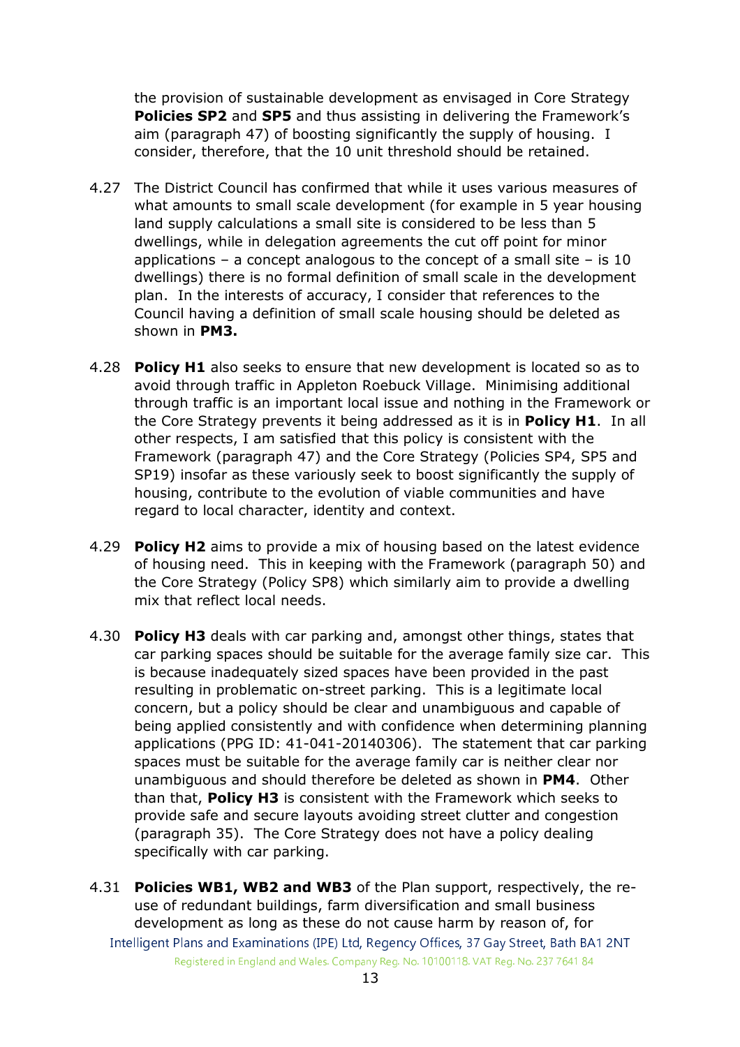the provision of sustainable development as envisaged in Core Strategy **Policies SP2** and **SP5** and thus assisting in delivering the Framework's aim (paragraph 47) of boosting significantly the supply of housing. I consider, therefore, that the 10 unit threshold should be retained.

4.27 The District Council has confirmed that while it uses various measures of what amounts to small scale development (for example in 5 year housing land supply calculations a small site is considered to be less than 5 dwellings, while in delegation agreements the cut off point for minor applications – a concept analogous to the concept of a small site – is 10 dwellings) there is no formal definition of small scale in the development plan. In the interests of accuracy, I consider that references to the Council having a definition of small scale housing should be deleted as shown in **PM3.**

4.28 **Policy H1** also seeks to ensure that new development is located so as to avoid through traffic in Appleton Roebuck Village. Minimising additional through traffic is an important local issue and nothing in the Framework or the Core Strategy prevents it being addressed as it is in **Policy H1**. In all other respects, I am satisfied that this policy is consistent with the Framework (paragraph 47) and the Core Strategy (Policies SP4, SP5 and SP19) insofar as these variously seek to boost significantly the supply of housing, contribute to the evolution of viable communities and have regard to local character, identity and context.

4.29 **Policy H2** aims to provide a mix of housing based on the latest evidence of housing need. This in keeping with the Framework (paragraph 50) and the Core Strategy (Policy SP8) which similarly aim to provide a dwelling mix that reflect local needs.

4.30 **Policy H3** deals with car parking and, amongst other things, states that car parking spaces should be suitable for the average family size car. This is because inadequately sized spaces have been provided in the past resulting in problematic on-street parking. This is a legitimate local concern, but a policy should be clear and unambiguous and capable of being applied consistently and with confidence when determining planning applications (PPG ID: 41-041-20140306). The statement that car parking spaces must be suitable for the average family car is neither clear nor unambiguous and should therefore be deleted as shown in **PM4**. Other than that, **Policy H3** is consistent with the Framework which seeks to provide safe and secure layouts avoiding street clutter and congestion (paragraph 35). The Core Strategy does not have a policy dealing specifically with car parking.

4.31 **Policies WB1, WB2 and WB3** of the Plan support, respectively, the re-use of redundant buildings, farm diversification and small business development as long as these do not cause harm by reason of, for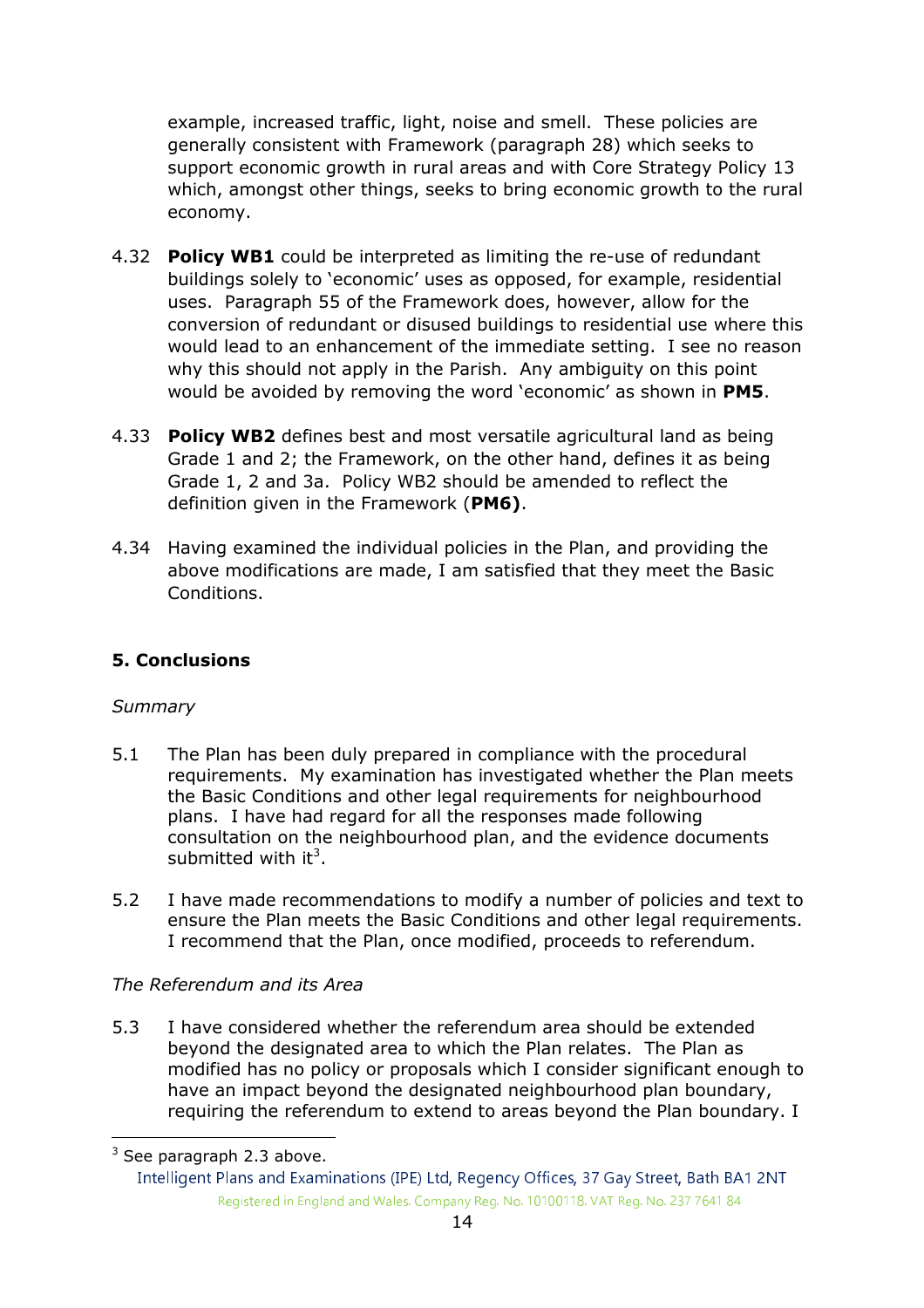example, increased traffic, light, noise and smell. These policies are generally consistent with Framework (paragraph 28) which seeks to support economic growth in rural areas and with Core Strategy Policy 13 which, amongst other things, seeks to bring economic growth to the rural economy.

4.32 **Policy WB1** could be interpreted as limiting the re-use of redundant buildings solely to 'economic' uses as opposed, for example, residential uses. Paragraph 55 of the Framework does, however, allow for the conversion of redundant or disused buildings to residential use where this would lead to an enhancement of the immediate setting. I see no reason why this should not apply in the Parish. Any ambiguity on this point would be avoided by removing the word 'economic' as shown in **PM5**.

4.33 **Policy WB2** defines best and most versatile agricultural land as being Grade 1 and 2; the Framework, on the other hand, defines it as being Grade 1, 2 and 3a. Policy WB2 should be amended to reflect the definition given in the Framework (**PM6)**.

4.34 Having examined the individual policies in the Plan, and providing the above modifications are made, I am satisfied that they meet the Basic Conditions.

## 5. Conclusions

*Summary*

5.1 The Plan has been duly prepared in compliance with the procedural requirements. My examination has investigated whether the Plan meets the Basic Conditions and other legal requirements for neighbourhood plans. I have had regard for all the responses made following consultation on the neighbourhood plan, and the evidence documents submitted with it[3].

5.2 I have made recommendations to modify a number of policies and text to ensure the Plan meets the Basic Conditions and other legal requirements. I recommend that the Plan, once modified, proceeds to referendum.

*The Referendum and its Area*

5.3 I have considered whether the referendum area should be extended beyond the designated area to which the Plan relates. The Plan as modified has no policy or proposals which I consider significant enough to have an impact beyond the designated neighbourhood plan boundary, requiring the referendum to extend to areas beyond the Plan boundary. I

[3] See paragraph 2.3 above.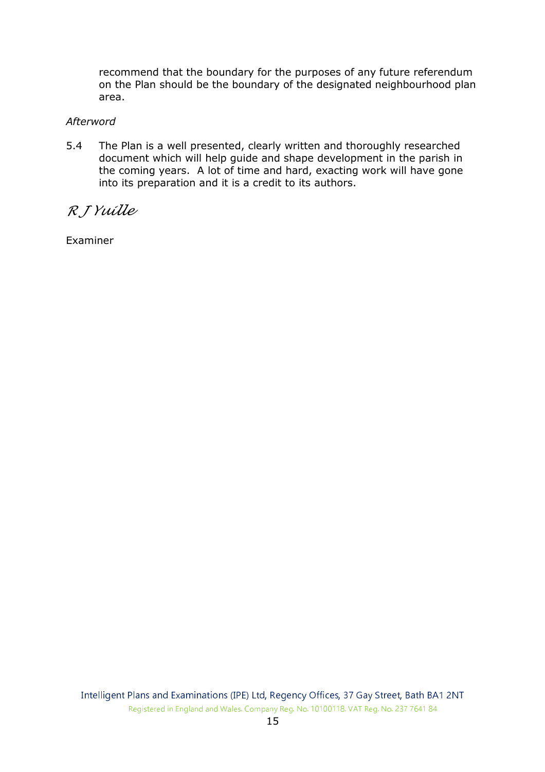recommend that the boundary for the purposes of any future referendum on the Plan should be the boundary of the designated neighbourhood plan area.

*Afterword*

5.4 The Plan is a well presented, clearly written and thoroughly researched document which will help guide and shape development in the parish in the coming years. A lot of time and hard, exacting work will have gone into its preparation and it is a credit to its authors.

*R J Yuille*

Examiner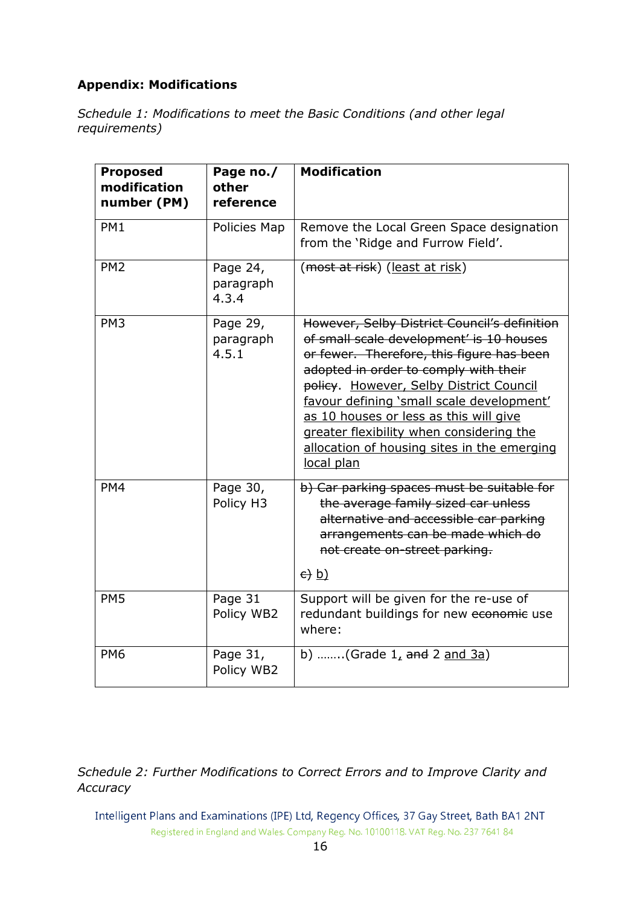**Appendix: Modifications**

*Schedule 1: Modifications to meet the Basic Conditions (and other legal requirements)*

| Proposed modification number (PM) | Page no./ other reference | Modification |
|---|---|---|
| PM1 | Policies Map | Remove the Local Green Space designation from the 'Ridge and Furrow Field'. |
| PM2 | Page 24, paragraph 4.3.4 | (~~most at risk~~) (<u>least at risk</u>) |
| PM3 | Page 29, paragraph 4.5.1 | ~~However, Selby District Council's definition of small scale development' is 10 houses or fewer. Therefore, this figure has been adopted in order to comply with their policy~~. <u>However, Selby District Council favour defining 'small scale development' as 10 houses or less as this will give greater flexibility when considering the allocation of housing sites in the emerging local plan</u> |
| PM4 | Page 30, Policy H3 | ~~b) Car parking spaces must be suitable for the average family sized car unless alternative and accessible car parking arrangements can be made which do not create on-street parking.~~<br><br>~~c)~~ <u>b)</u> |
| PM5 | Page 31 Policy WB2 | Support will be given for the re-use of redundant buildings for new ~~economic~~ use where: |
| PM6 | Page 31, Policy WB2 | b) ……..(Grade 1<u>,</u> ~~and~~ 2 <u>and 3a</u>) |

*Schedule 2: Further Modifications to Correct Errors and to Improve Clarity and Accuracy*

Intelligent Plans and Examinations (IPE) Ltd, Regency Offices, 37 Gay Street, Bath BA1 2NT
Registered in England and Wales. Company Reg. No. 10100118. VAT Reg. No. 237 7641 84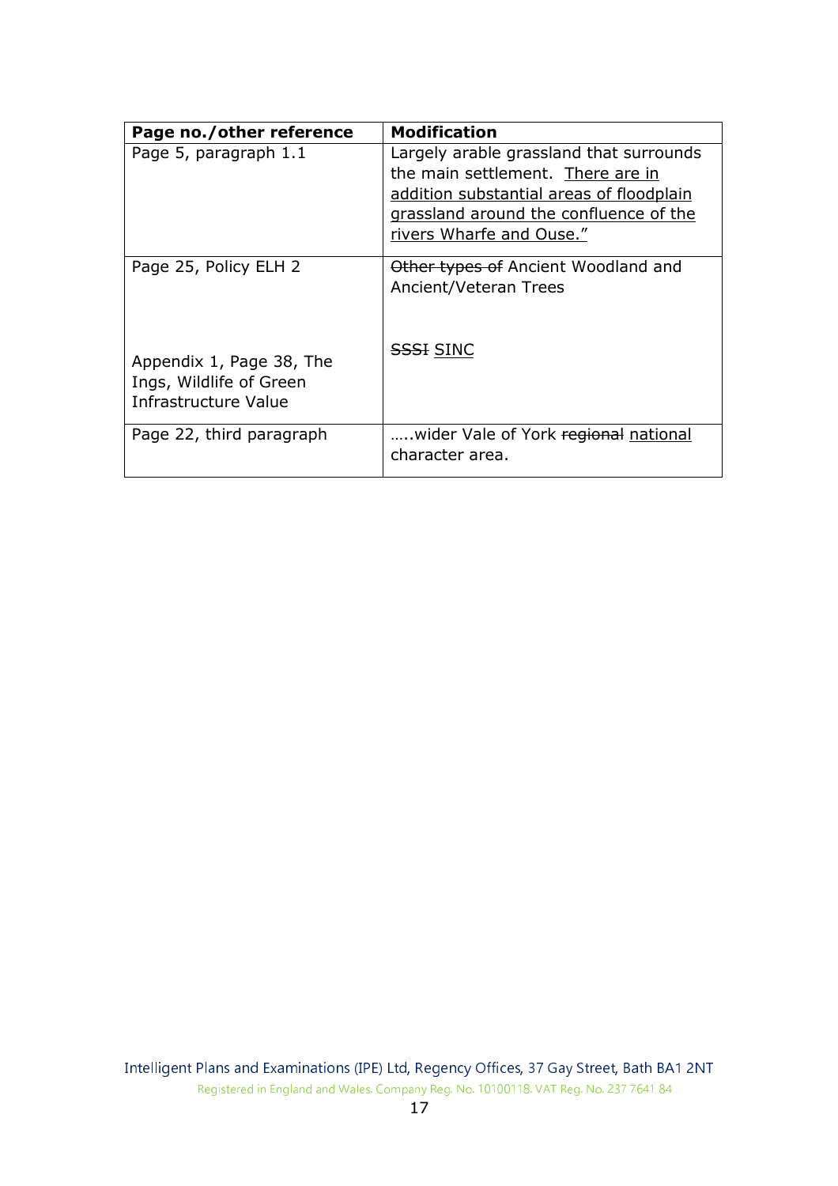| Page no./other reference | Modification |
|---|---|
| Page 5, paragraph 1.1 | Largely arable grassland that surrounds the main settlement. <u>There are in addition substantial areas of floodplain grassland around the confluence of the rivers Wharfe and Ouse."</u> |
| Page 25, Policy ELH 2 | ~~Other types of~~ Ancient Woodland and Ancient/Veteran Trees |
| Appendix 1, Page 38, The Ings, Wildlife of Green Infrastructure Value | ~~SSSI~~ <u>SINC</u> |
| Page 22, third paragraph | …..wider Vale of York ~~regional~~ <u>national</u> character area. |

Intelligent Plans and Examinations (IPE) Ltd, Regency Offices, 37 Gay Street, Bath BA1 2NT
Registered in England and Wales. Company Reg. No. 10100118. VAT Reg. No. 237 7641 84